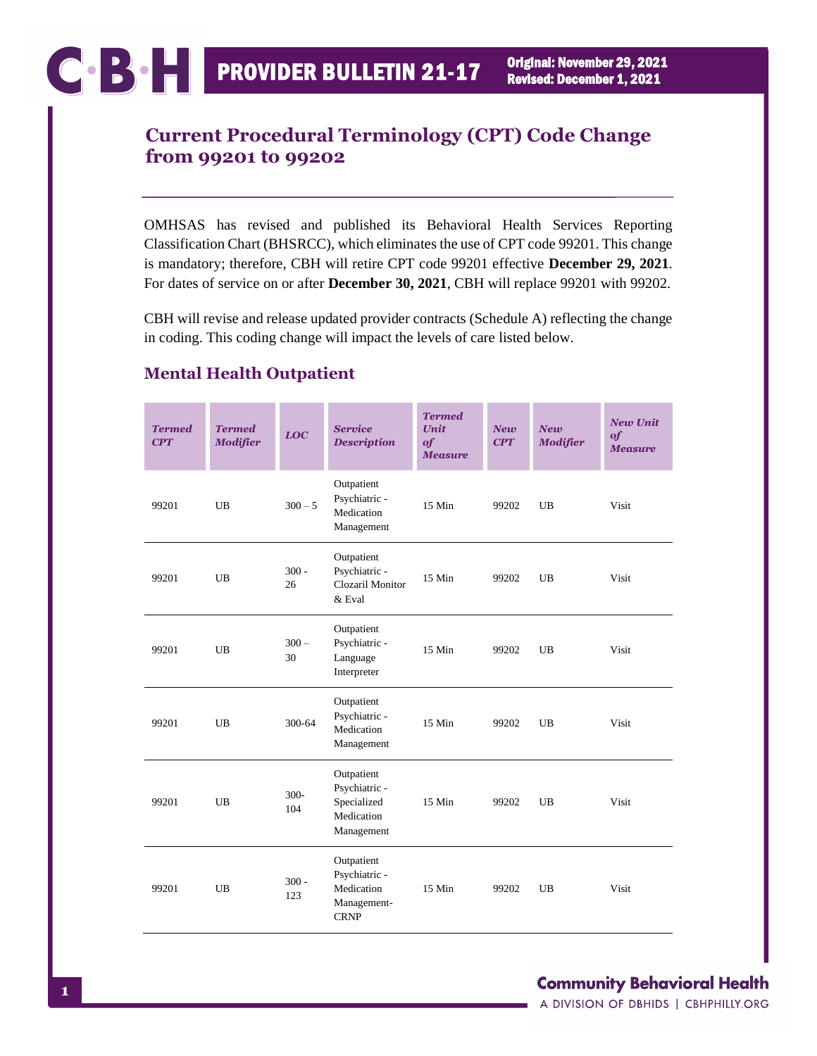# PROVIDER BULLETIN 21-17

Original: November 29, 2021
Revised: December 1, 2021

## Current Procedural Terminology (CPT) Code Change from 99201 to 99202

OMHSAS has revised and published its Behavioral Health Services Reporting Classification Chart (BHSRCC), which eliminates the use of CPT code 99201. This change is mandatory; therefore, CBH will retire CPT code 99201 effective **December 29, 2021**. For dates of service on or after **December 30, 2021**, CBH will replace 99201 with 99202.

CBH will revise and release updated provider contracts (Schedule A) reflecting the change in coding. This coding change will impact the levels of care listed below.

### Mental Health Outpatient

| *Termed CPT* | *Termed Modifier* | *LOC* | *Service Description* | *Termed Unit of Measure* | *New CPT* | *New Modifier* | *New Unit of Measure* |
|---|---|---|---|---|---|---|---|
| 99201 | UB | 300 – 5 | Outpatient Psychiatric - Medication Management | 15 Min | 99202 | UB | Visit |
| 99201 | UB | 300 - 26 | Outpatient Psychiatric - Clozaril Monitor & Eval | 15 Min | 99202 | UB | Visit |
| 99201 | UB | 300 – 30 | Outpatient Psychiatric - Language Interpreter | 15 Min | 99202 | UB | Visit |
| 99201 | UB | 300-64 | Outpatient Psychiatric - Medication Management | 15 Min | 99202 | UB | Visit |
| 99201 | UB | 300-104 | Outpatient Psychiatric - Specialized Medication Management | 15 Min | 99202 | UB | Visit |
| 99201 | UB | 300 - 123 | Outpatient Psychiatric - Medication Management-CRNP | 15 Min | 99202 | UB | Visit |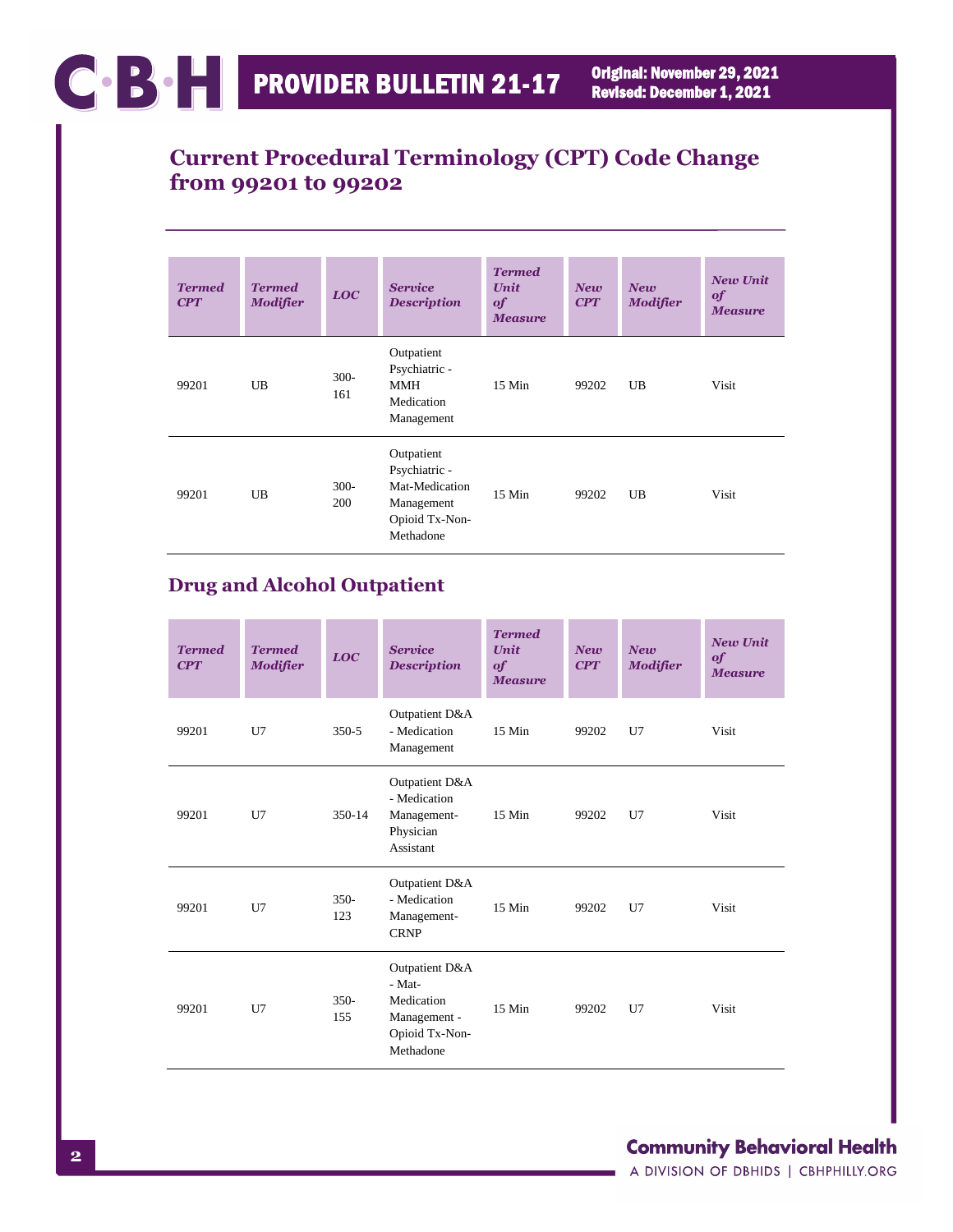## Current Procedural Terminology (CPT) Code Change from 99201 to 99202

| *Termed CPT* | *Termed Modifier* | *LOC* | *Service Description* | *Termed Unit of Measure* | *New CPT* | *New Modifier* | *New Unit of Measure* |
|---|---|---|---|---|---|---|---|
| 99201 | UB | 300-161 | Outpatient Psychiatric - MMH Medication Management | 15 Min | 99202 | UB | Visit |
| 99201 | UB | 300-200 | Outpatient Psychiatric - Mat-Medication Management Opioid Tx-Non-Methadone | 15 Min | 99202 | UB | Visit |

## Drug and Alcohol Outpatient

| *Termed CPT* | *Termed Modifier* | *LOC* | *Service Description* | *Termed Unit of Measure* | *New CPT* | *New Modifier* | *New Unit of Measure* |
|---|---|---|---|---|---|---|---|
| 99201 | U7 | 350-5 | Outpatient D&A - Medication Management | 15 Min | 99202 | U7 | Visit |
| 99201 | U7 | 350-14 | Outpatient D&A - Medication Management-Physician Assistant | 15 Min | 99202 | U7 | Visit |
| 99201 | U7 | 350-123 | Outpatient D&A - Medication Management-CRNP | 15 Min | 99202 | U7 | Visit |
| 99201 | U7 | 350-155 | Outpatient D&A - Mat-Medication Management - Opioid Tx-Non-Methadone | 15 Min | 99202 | U7 | Visit |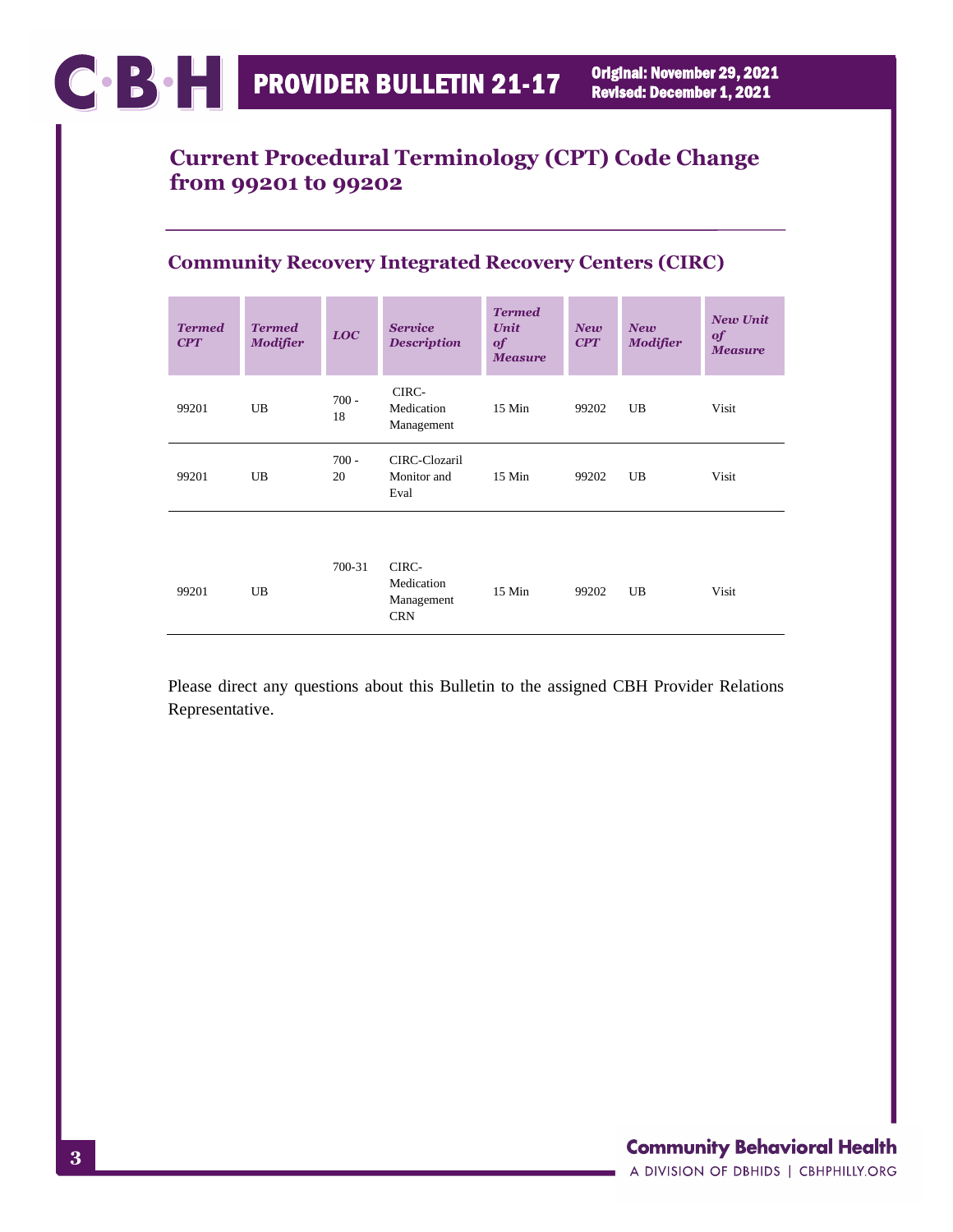# Current Procedural Terminology (CPT) Code Change from 99201 to 99202

## Community Recovery Integrated Recovery Centers (CIRC)

| *Termed CPT* | *Termed Modifier* | *LOC* | *Service Description* | *Termed Unit of Measure* | *New CPT* | *New Modifier* | *New Unit of Measure* |
|---|---|---|---|---|---|---|---|
| 99201 | UB | 700 - 18 | CIRC- Medication Management | 15 Min | 99202 | UB | Visit |
| 99201 | UB | 700 - 20 | CIRC-Clozaril Monitor and Eval | 15 Min | 99202 | UB | Visit |
| 99201 | UB | 700-31 | CIRC- Medication Management CRN | 15 Min | 99202 | UB | Visit |

Please direct any questions about this Bulletin to the assigned CBH Provider Relations Representative.